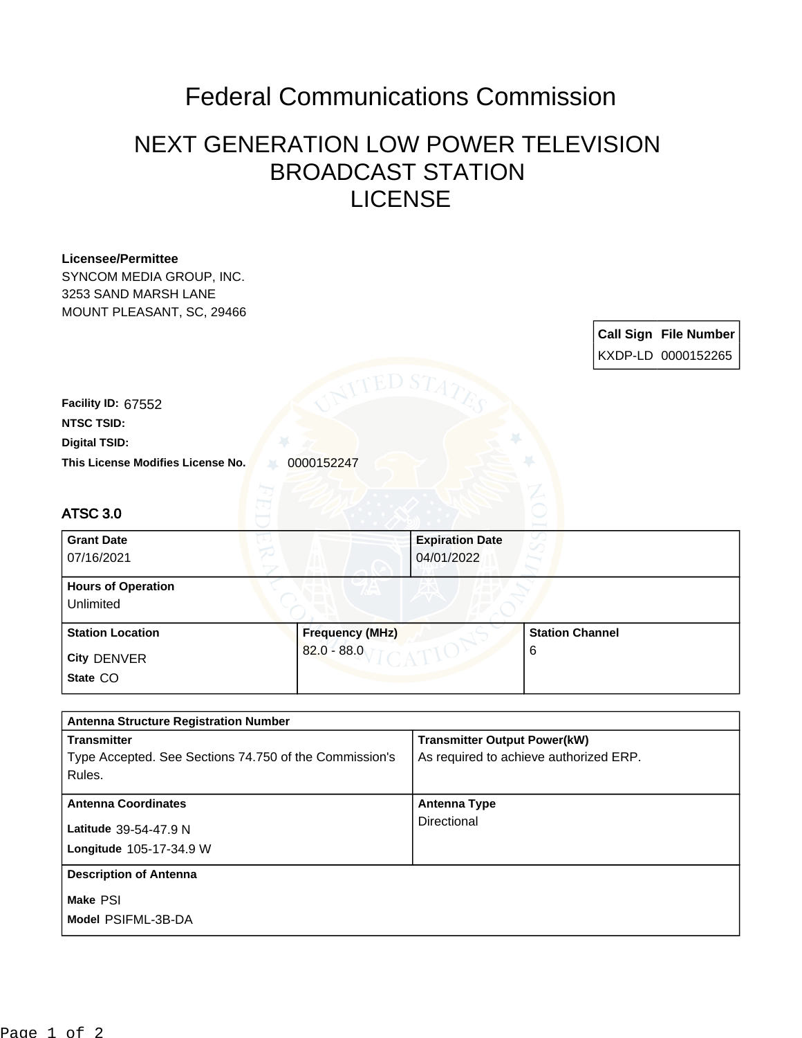# Federal Communications Commission

## NEXT GENERATION LOW POWER TELEVISION BROADCAST STATION LICENSE

**Licensee/Permittee**
SYNCOM MEDIA GROUP, INC.
3253 SAND MARSH LANE
MOUNT PLEASANT, SC, 29466

| Call Sign | File Number |
|---|---|
| KXDP-LD | 0000152265 |

**Facility ID:** 67552

**NTSC TSID:**

**Digital TSID:**

**This License Modifies License No.** 0000152247

### ATSC 3.0

| Grant Date | Expiration Date |
|---|---|
| 07/16/2021 | 04/01/2022 |

**Hours of Operation**
Unlimited

| Station Location | Frequency (MHz) | Station Channel |
|---|---|---|
| City DENVER<br>State CO | 82.0 - 88.0 | 6 |

**Antenna Structure Registration Number**

| Transmitter | Transmitter Output Power(kW) |
|---|---|
| Type Accepted. See Sections 74.750 of the Commission's Rules. | As required to achieve authorized ERP. |

| Antenna Coordinates | Antenna Type |
|---|---|
| Latitude 39-54-47.9 N<br>Longitude 105-17-34.9 W | Directional |

**Description of Antenna**
Make PSI
Model PSIFML-3B-DA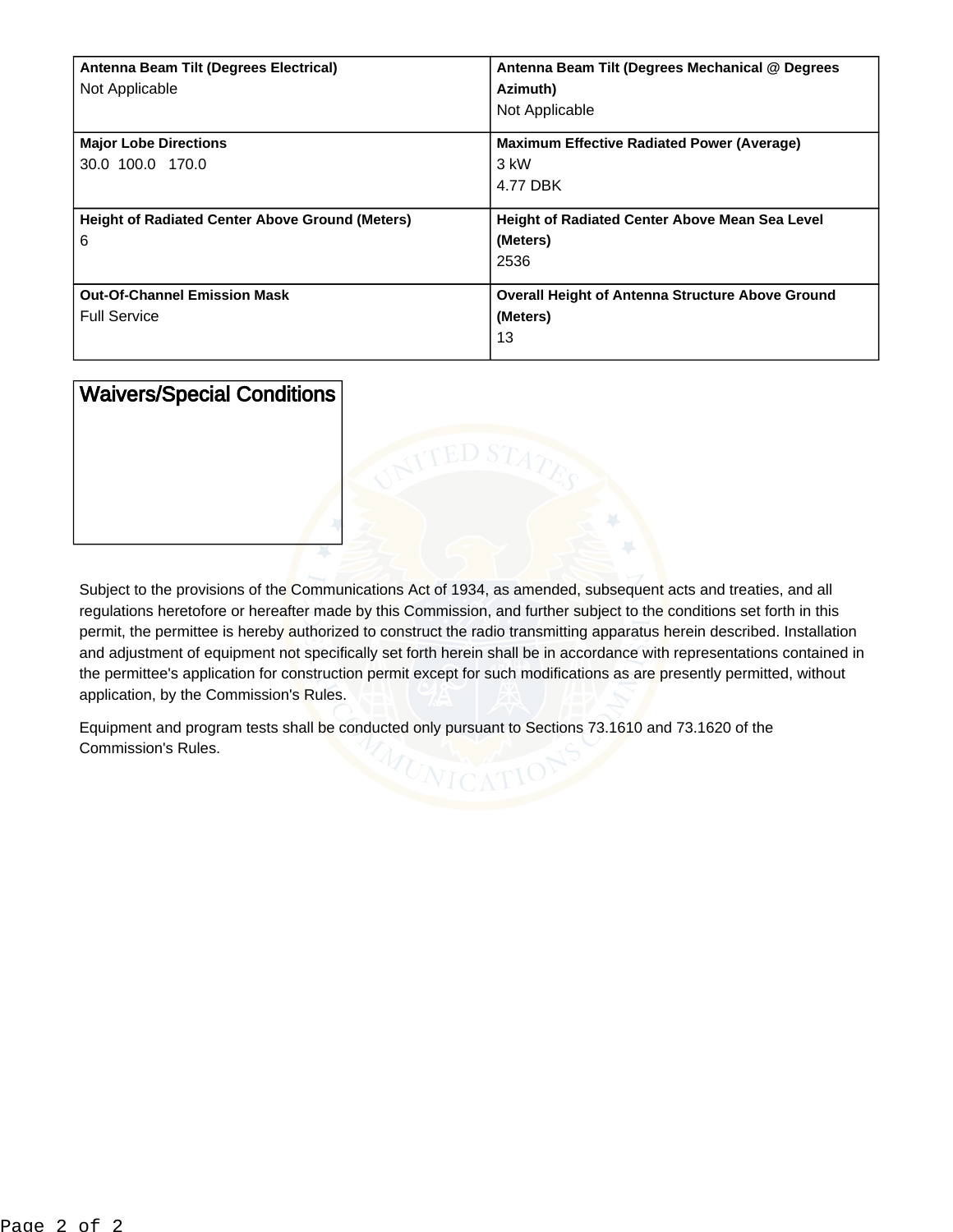| | |
|---|---|
| **Antenna Beam Tilt (Degrees Electrical)**<br>Not Applicable | **Antenna Beam Tilt (Degrees Mechanical @ Degrees Azimuth)**<br>Not Applicable |
| **Major Lobe Directions**<br>30.0 100.0 170.0 | **Maximum Effective Radiated Power (Average)**<br>3 kW<br>4.77 DBK |
| **Height of Radiated Center Above Ground (Meters)**<br>6 | **Height of Radiated Center Above Mean Sea Level (Meters)**<br>2536 |
| **Out-Of-Channel Emission Mask**<br>Full Service | **Overall Height of Antenna Structure Above Ground (Meters)**<br>13 |

## Waivers/Special Conditions

Subject to the provisions of the Communications Act of 1934, as amended, subsequent acts and treaties, and all regulations heretofore or hereafter made by this Commission, and further subject to the conditions set forth in this permit, the permittee is hereby authorized to construct the radio transmitting apparatus herein described. Installation and adjustment of equipment not specifically set forth herein shall be in accordance with representations contained in the permittee's application for construction permit except for such modifications as are presently permitted, without application, by the Commission's Rules.

Equipment and program tests shall be conducted only pursuant to Sections 73.1610 and 73.1620 of the Commission's Rules.